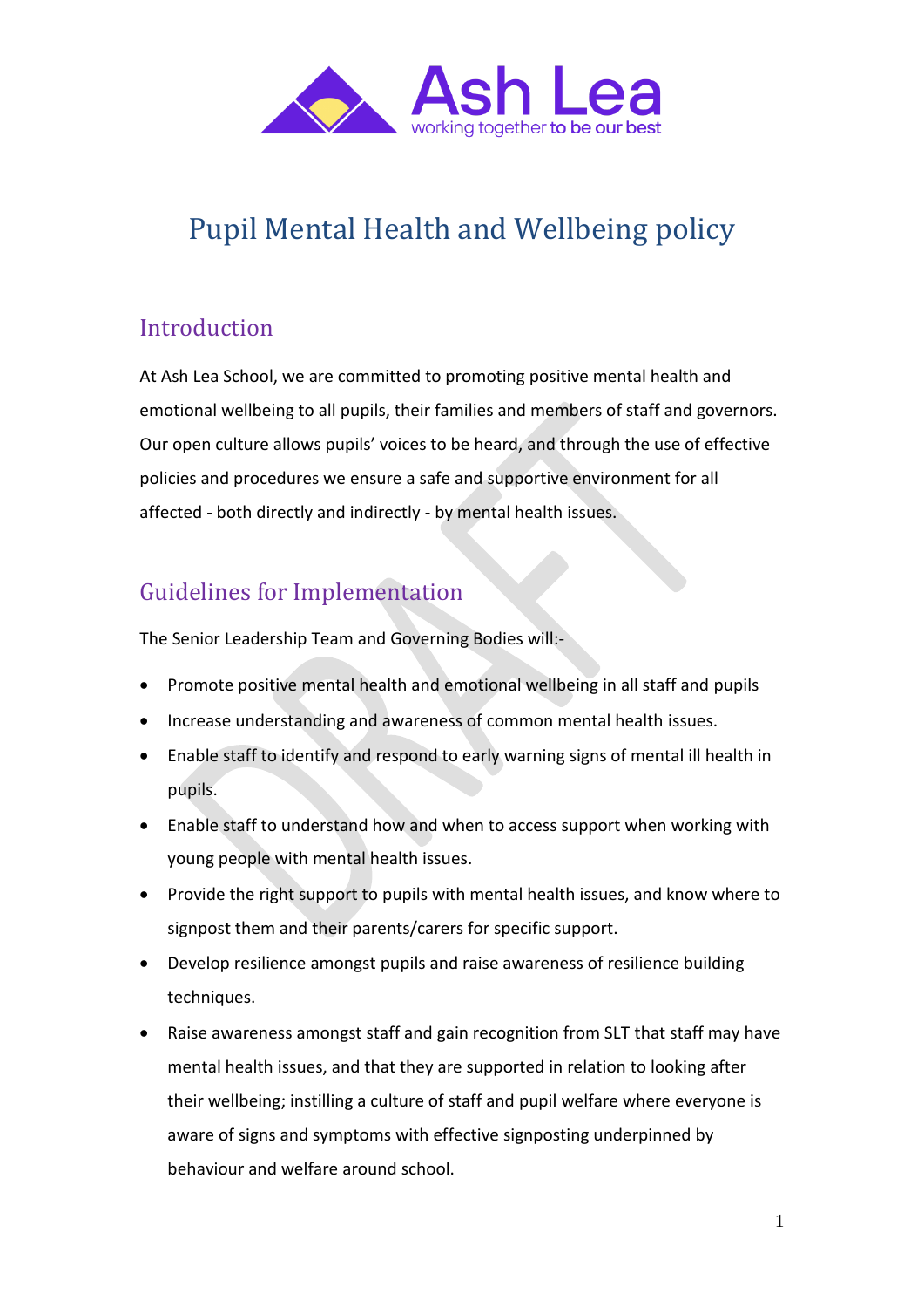# Pupil Mental Health and Wellbeing policy

## Introduction

At Ash Lea School, we are committed to promoting positive mental health and emotional wellbeing to all pupils, their families and members of staff and governors. Our open culture allows pupils' voices to be heard, and through the use of effective policies and procedures we ensure a safe and supportive environment for all affected - both directly and indirectly - by mental health issues.

## Guidelines for Implementation

The Senior Leadership Team and Governing Bodies will:-

- Promote positive mental health and emotional wellbeing in all staff and pupils
- Increase understanding and awareness of common mental health issues.
- Enable staff to identify and respond to early warning signs of mental ill health in pupils.
- Enable staff to understand how and when to access support when working with young people with mental health issues.
- Provide the right support to pupils with mental health issues, and know where to signpost them and their parents/carers for specific support.
- Develop resilience amongst pupils and raise awareness of resilience building techniques.
- Raise awareness amongst staff and gain recognition from SLT that staff may have mental health issues, and that they are supported in relation to looking after their wellbeing; instilling a culture of staff and pupil welfare where everyone is aware of signs and symptoms with effective signposting underpinned by behaviour and welfare around school.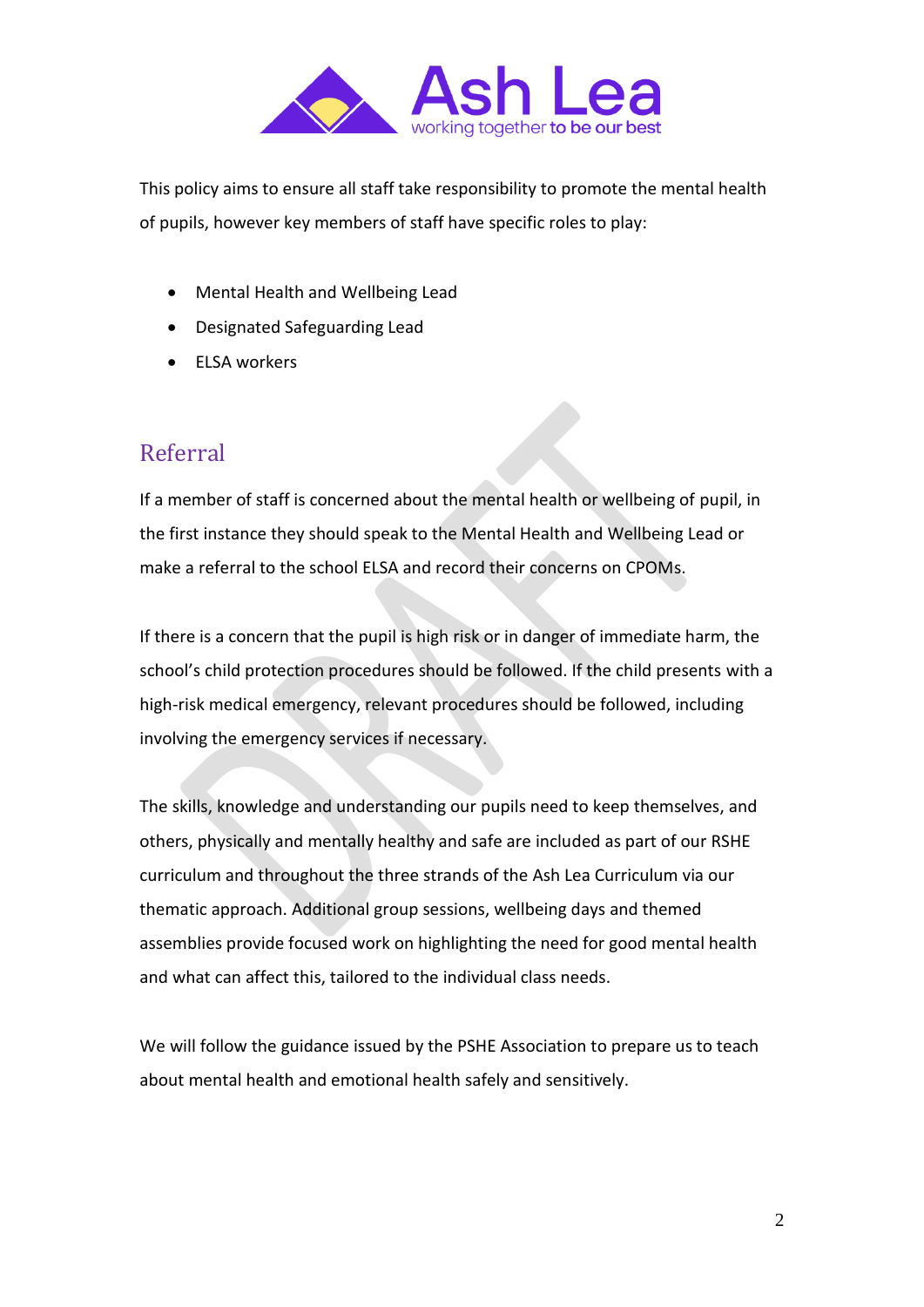This policy aims to ensure all staff take responsibility to promote the mental health of pupils, however key members of staff have specific roles to play:

- Mental Health and Wellbeing Lead
- Designated Safeguarding Lead
- ELSA workers

## Referral

If a member of staff is concerned about the mental health or wellbeing of pupil, in the first instance they should speak to the Mental Health and Wellbeing Lead or make a referral to the school ELSA and record their concerns on CPOMs.

If there is a concern that the pupil is high risk or in danger of immediate harm, the school's child protection procedures should be followed. If the child presents with a high-risk medical emergency, relevant procedures should be followed, including involving the emergency services if necessary.

The skills, knowledge and understanding our pupils need to keep themselves, and others, physically and mentally healthy and safe are included as part of our RSHE curriculum and throughout the three strands of the Ash Lea Curriculum via our thematic approach. Additional group sessions, wellbeing days and themed assemblies provide focused work on highlighting the need for good mental health and what can affect this, tailored to the individual class needs.

We will follow the guidance issued by the PSHE Association to prepare us to teach about mental health and emotional health safely and sensitively.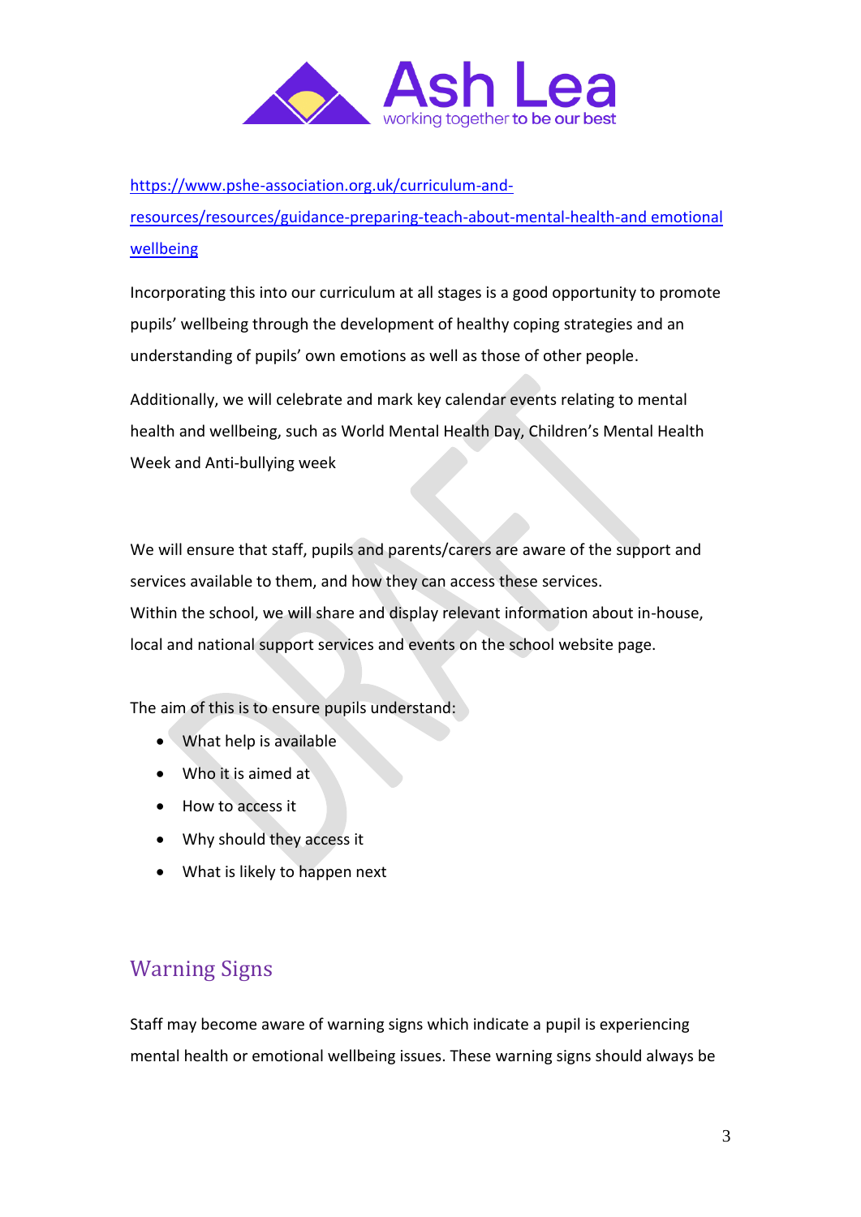[https://www.pshe-association.org.uk/curriculum-and-resources/resources/guidance-preparing-teach-about-mental-health-and emotional wellbeing](https://www.pshe-association.org.uk/curriculum-and-resources/resources/guidance-preparing-teach-about-mental-health-and-emotional-wellbeing)

Incorporating this into our curriculum at all stages is a good opportunity to promote pupils' wellbeing through the development of healthy coping strategies and an understanding of pupils' own emotions as well as those of other people.

Additionally, we will celebrate and mark key calendar events relating to mental health and wellbeing, such as World Mental Health Day, Children's Mental Health Week and Anti-bullying week

We will ensure that staff, pupils and parents/carers are aware of the support and services available to them, and how they can access these services.
Within the school, we will share and display relevant information about in-house, local and national support services and events on the school website page.

The aim of this is to ensure pupils understand:

- What help is available
- Who it is aimed at
- How to access it
- Why should they access it
- What is likely to happen next

## Warning Signs

Staff may become aware of warning signs which indicate a pupil is experiencing mental health or emotional wellbeing issues. These warning signs should always be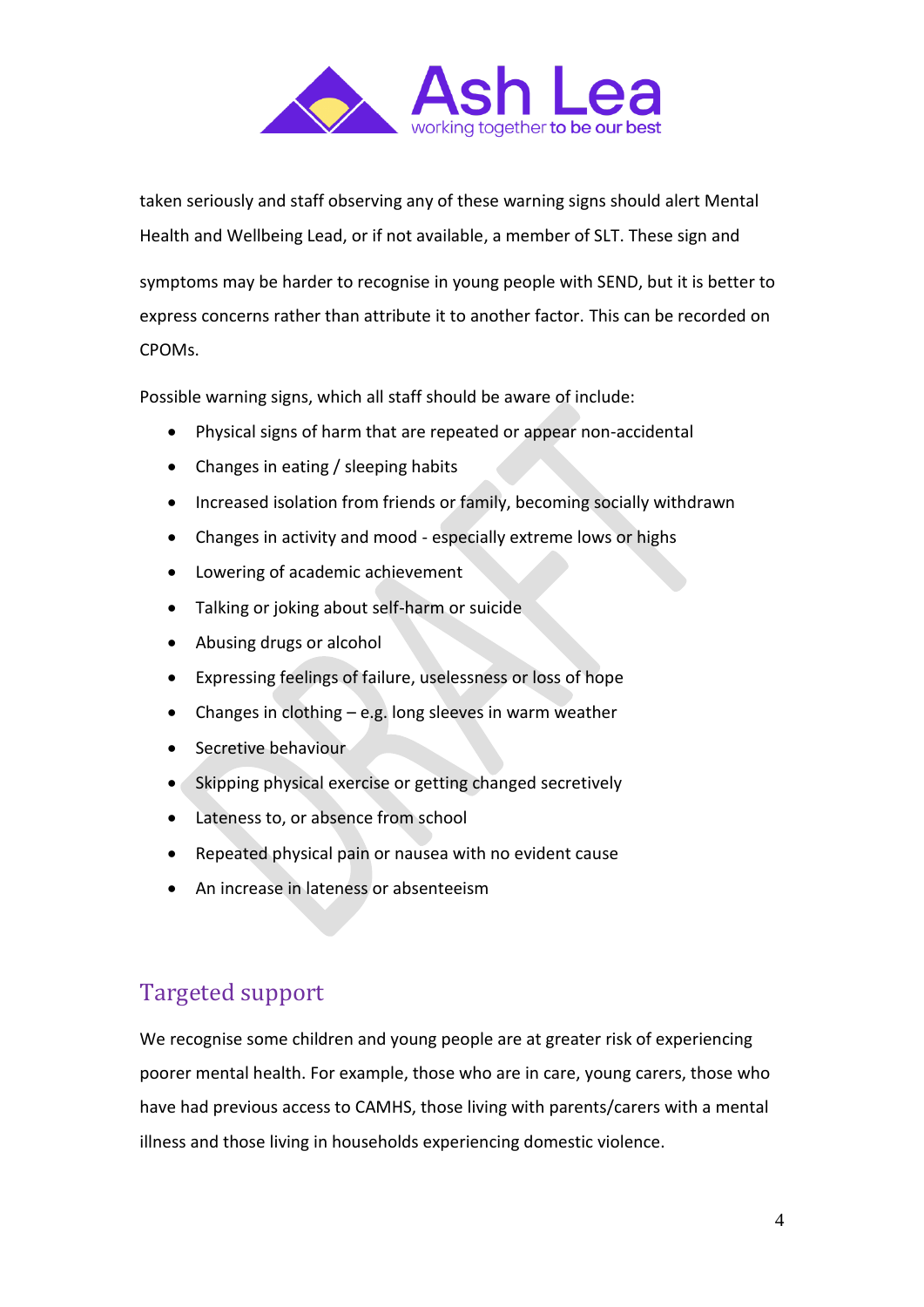taken seriously and staff observing any of these warning signs should alert Mental Health and Wellbeing Lead, or if not available, a member of SLT. These sign and

symptoms may be harder to recognise in young people with SEND, but it is better to express concerns rather than attribute it to another factor. This can be recorded on CPOMs.

Possible warning signs, which all staff should be aware of include:

- Physical signs of harm that are repeated or appear non-accidental
- Changes in eating / sleeping habits
- Increased isolation from friends or family, becoming socially withdrawn
- Changes in activity and mood - especially extreme lows or highs
- Lowering of academic achievement
- Talking or joking about self-harm or suicide
- Abusing drugs or alcohol
- Expressing feelings of failure, uselessness or loss of hope
- Changes in clothing – e.g. long sleeves in warm weather
- Secretive behaviour
- Skipping physical exercise or getting changed secretively
- Lateness to, or absence from school
- Repeated physical pain or nausea with no evident cause
- An increase in lateness or absenteeism

## Targeted support

We recognise some children and young people are at greater risk of experiencing poorer mental health. For example, those who are in care, young carers, those who have had previous access to CAMHS, those living with parents/carers with a mental illness and those living in households experiencing domestic violence.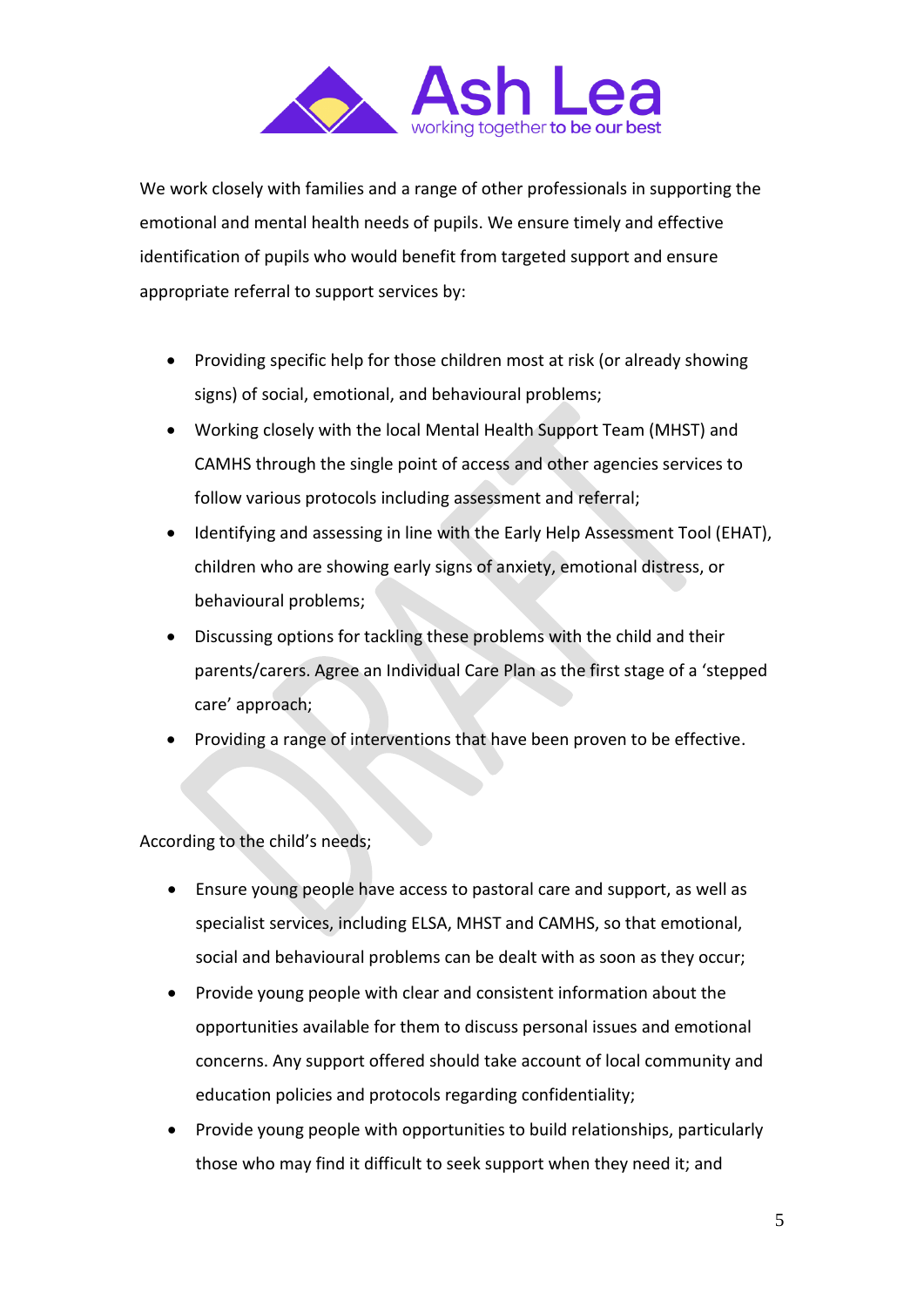We work closely with families and a range of other professionals in supporting the emotional and mental health needs of pupils. We ensure timely and effective identification of pupils who would benefit from targeted support and ensure appropriate referral to support services by:

- Providing specific help for those children most at risk (or already showing signs) of social, emotional, and behavioural problems;
- Working closely with the local Mental Health Support Team (MHST) and CAMHS through the single point of access and other agencies services to follow various protocols including assessment and referral;
- Identifying and assessing in line with the Early Help Assessment Tool (EHAT), children who are showing early signs of anxiety, emotional distress, or behavioural problems;
- Discussing options for tackling these problems with the child and their parents/carers. Agree an Individual Care Plan as the first stage of a 'stepped care' approach;
- Providing a range of interventions that have been proven to be effective.

According to the child's needs;

- Ensure young people have access to pastoral care and support, as well as specialist services, including ELSA, MHST and CAMHS, so that emotional, social and behavioural problems can be dealt with as soon as they occur;
- Provide young people with clear and consistent information about the opportunities available for them to discuss personal issues and emotional concerns. Any support offered should take account of local community and education policies and protocols regarding confidentiality;
- Provide young people with opportunities to build relationships, particularly those who may find it difficult to seek support when they need it; and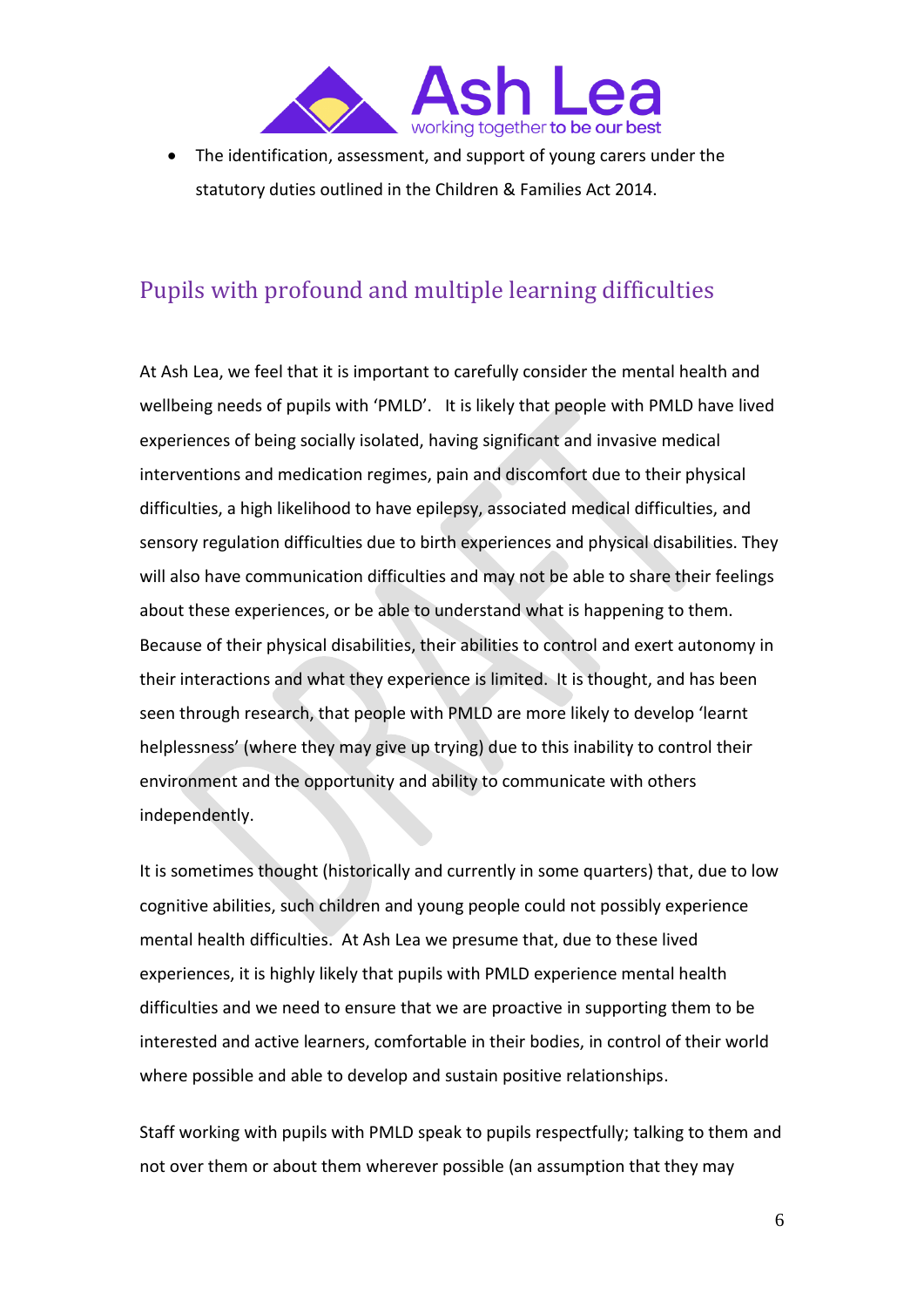- The identification, assessment, and support of young carers under the statutory duties outlined in the Children & Families Act 2014.

## Pupils with profound and multiple learning difficulties

At Ash Lea, we feel that it is important to carefully consider the mental health and wellbeing needs of pupils with 'PMLD'. It is likely that people with PMLD have lived experiences of being socially isolated, having significant and invasive medical interventions and medication regimes, pain and discomfort due to their physical difficulties, a high likelihood to have epilepsy, associated medical difficulties, and sensory regulation difficulties due to birth experiences and physical disabilities. They will also have communication difficulties and may not be able to share their feelings about these experiences, or be able to understand what is happening to them. Because of their physical disabilities, their abilities to control and exert autonomy in their interactions and what they experience is limited. It is thought, and has been seen through research, that people with PMLD are more likely to develop 'learnt helplessness' (where they may give up trying) due to this inability to control their environment and the opportunity and ability to communicate with others independently.

It is sometimes thought (historically and currently in some quarters) that, due to low cognitive abilities, such children and young people could not possibly experience mental health difficulties. At Ash Lea we presume that, due to these lived experiences, it is highly likely that pupils with PMLD experience mental health difficulties and we need to ensure that we are proactive in supporting them to be interested and active learners, comfortable in their bodies, in control of their world where possible and able to develop and sustain positive relationships.

Staff working with pupils with PMLD speak to pupils respectfully; talking to them and not over them or about them wherever possible (an assumption that they may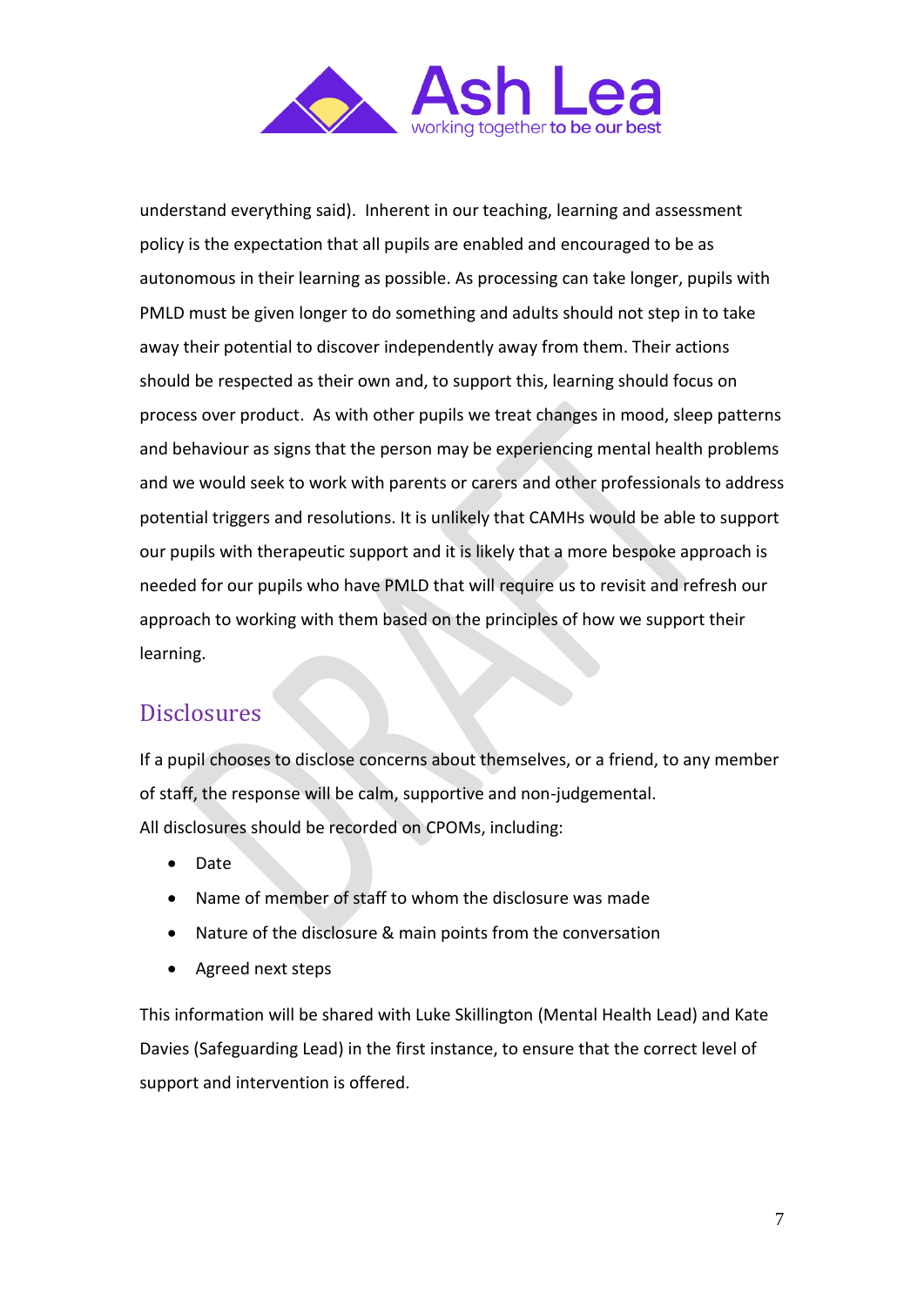understand everything said). Inherent in our teaching, learning and assessment policy is the expectation that all pupils are enabled and encouraged to be as autonomous in their learning as possible. As processing can take longer, pupils with PMLD must be given longer to do something and adults should not step in to take away their potential to discover independently away from them. Their actions should be respected as their own and, to support this, learning should focus on process over product. As with other pupils we treat changes in mood, sleep patterns and behaviour as signs that the person may be experiencing mental health problems and we would seek to work with parents or carers and other professionals to address potential triggers and resolutions. It is unlikely that CAMHs would be able to support our pupils with therapeutic support and it is likely that a more bespoke approach is needed for our pupils who have PMLD that will require us to revisit and refresh our approach to working with them based on the principles of how we support their learning.

## Disclosures

If a pupil chooses to disclose concerns about themselves, or a friend, to any member of staff, the response will be calm, supportive and non-judgemental.
All disclosures should be recorded on CPOMs, including:

- Date
- Name of member of staff to whom the disclosure was made
- Nature of the disclosure & main points from the conversation
- Agreed next steps

This information will be shared with Luke Skillington (Mental Health Lead) and Kate Davies (Safeguarding Lead) in the first instance, to ensure that the correct level of support and intervention is offered.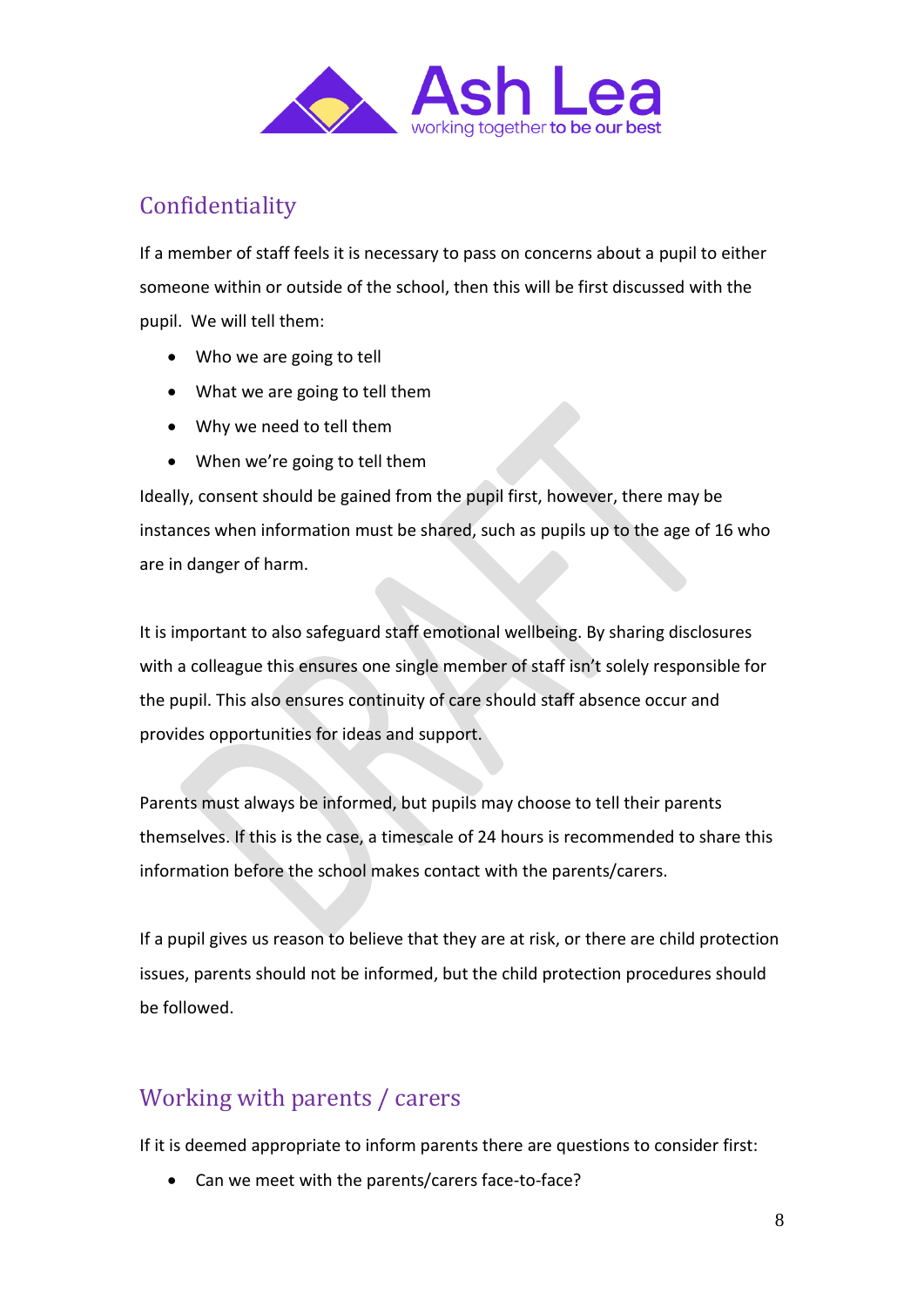## Confidentiality

If a member of staff feels it is necessary to pass on concerns about a pupil to either someone within or outside of the school, then this will be first discussed with the pupil. We will tell them:

- Who we are going to tell
- What we are going to tell them
- Why we need to tell them
- When we're going to tell them

Ideally, consent should be gained from the pupil first, however, there may be instances when information must be shared, such as pupils up to the age of 16 who are in danger of harm.

It is important to also safeguard staff emotional wellbeing. By sharing disclosures with a colleague this ensures one single member of staff isn't solely responsible for the pupil. This also ensures continuity of care should staff absence occur and provides opportunities for ideas and support.

Parents must always be informed, but pupils may choose to tell their parents themselves. If this is the case, a timescale of 24 hours is recommended to share this information before the school makes contact with the parents/carers.

If a pupil gives us reason to believe that they are at risk, or there are child protection issues, parents should not be informed, but the child protection procedures should be followed.

## Working with parents / carers

If it is deemed appropriate to inform parents there are questions to consider first:

- Can we meet with the parents/carers face-to-face?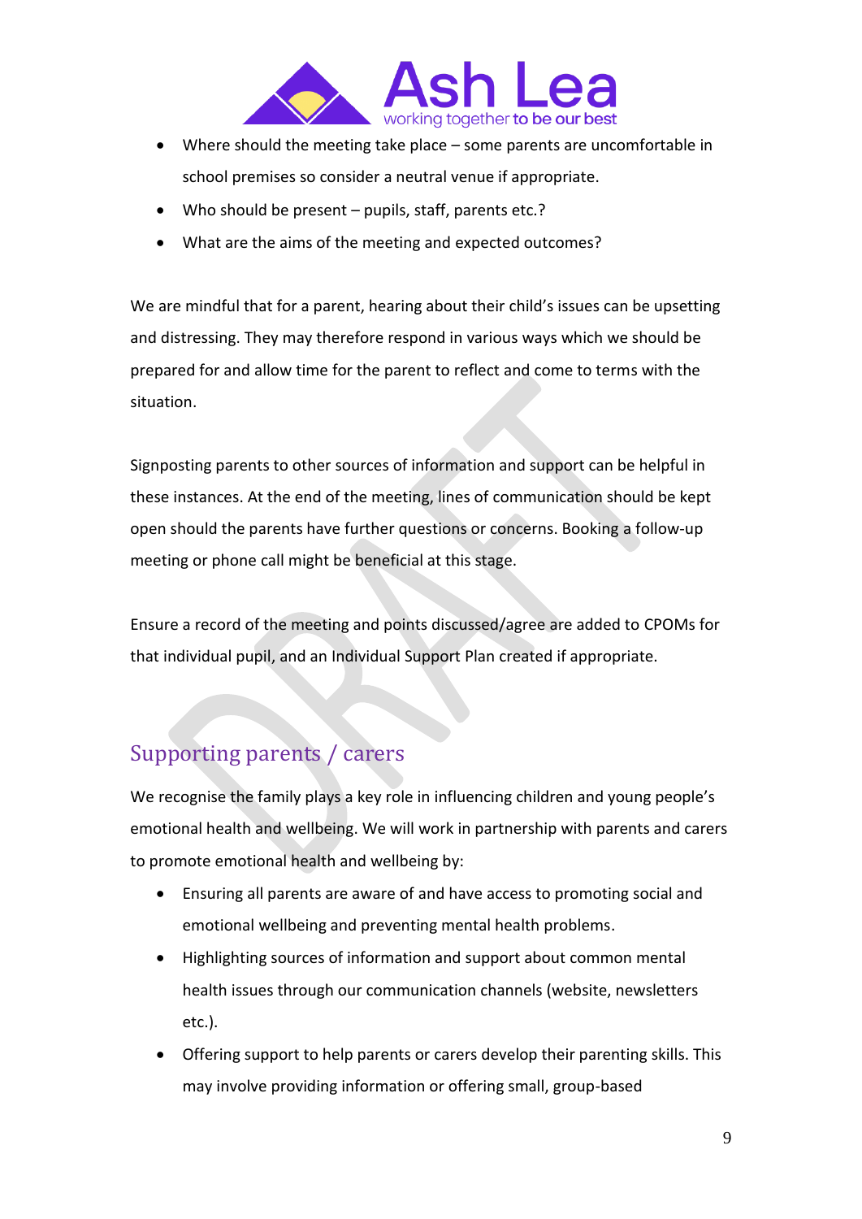- Where should the meeting take place – some parents are uncomfortable in school premises so consider a neutral venue if appropriate.
- Who should be present – pupils, staff, parents etc.?
- What are the aims of the meeting and expected outcomes?

We are mindful that for a parent, hearing about their child's issues can be upsetting and distressing. They may therefore respond in various ways which we should be prepared for and allow time for the parent to reflect and come to terms with the situation.

Signposting parents to other sources of information and support can be helpful in these instances. At the end of the meeting, lines of communication should be kept open should the parents have further questions or concerns. Booking a follow-up meeting or phone call might be beneficial at this stage.

Ensure a record of the meeting and points discussed/agree are added to CPOMs for that individual pupil, and an Individual Support Plan created if appropriate.

## Supporting parents / carers

We recognise the family plays a key role in influencing children and young people's emotional health and wellbeing. We will work in partnership with parents and carers to promote emotional health and wellbeing by:

- Ensuring all parents are aware of and have access to promoting social and emotional wellbeing and preventing mental health problems.
- Highlighting sources of information and support about common mental health issues through our communication channels (website, newsletters etc.).
- Offering support to help parents or carers develop their parenting skills. This may involve providing information or offering small, group-based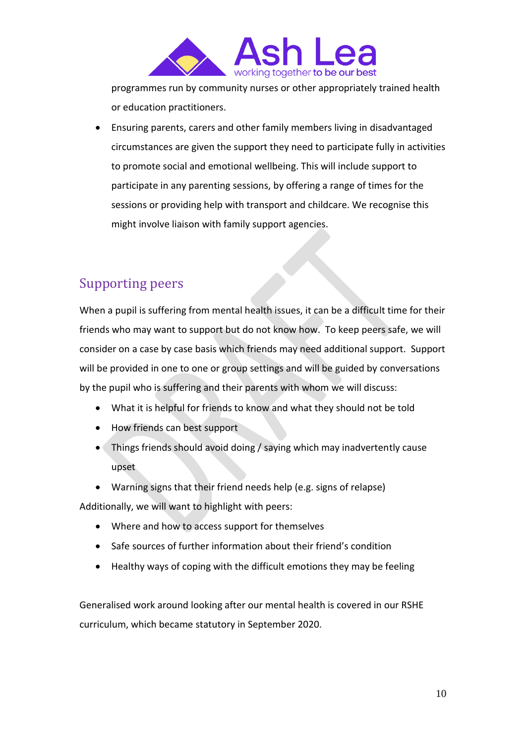programmes run by community nurses or other appropriately trained health or education practitioners.

- Ensuring parents, carers and other family members living in disadvantaged circumstances are given the support they need to participate fully in activities to promote social and emotional wellbeing. This will include support to participate in any parenting sessions, by offering a range of times for the sessions or providing help with transport and childcare. We recognise this might involve liaison with family support agencies.

## Supporting peers

When a pupil is suffering from mental health issues, it can be a difficult time for their friends who may want to support but do not know how. To keep peers safe, we will consider on a case by case basis which friends may need additional support. Support will be provided in one to one or group settings and will be guided by conversations by the pupil who is suffering and their parents with whom we will discuss:

- What it is helpful for friends to know and what they should not be told
- How friends can best support
- Things friends should avoid doing / saying which may inadvertently cause upset
- Warning signs that their friend needs help (e.g. signs of relapse)

Additionally, we will want to highlight with peers:

- Where and how to access support for themselves
- Safe sources of further information about their friend's condition
- Healthy ways of coping with the difficult emotions they may be feeling

Generalised work around looking after our mental health is covered in our RSHE curriculum, which became statutory in September 2020.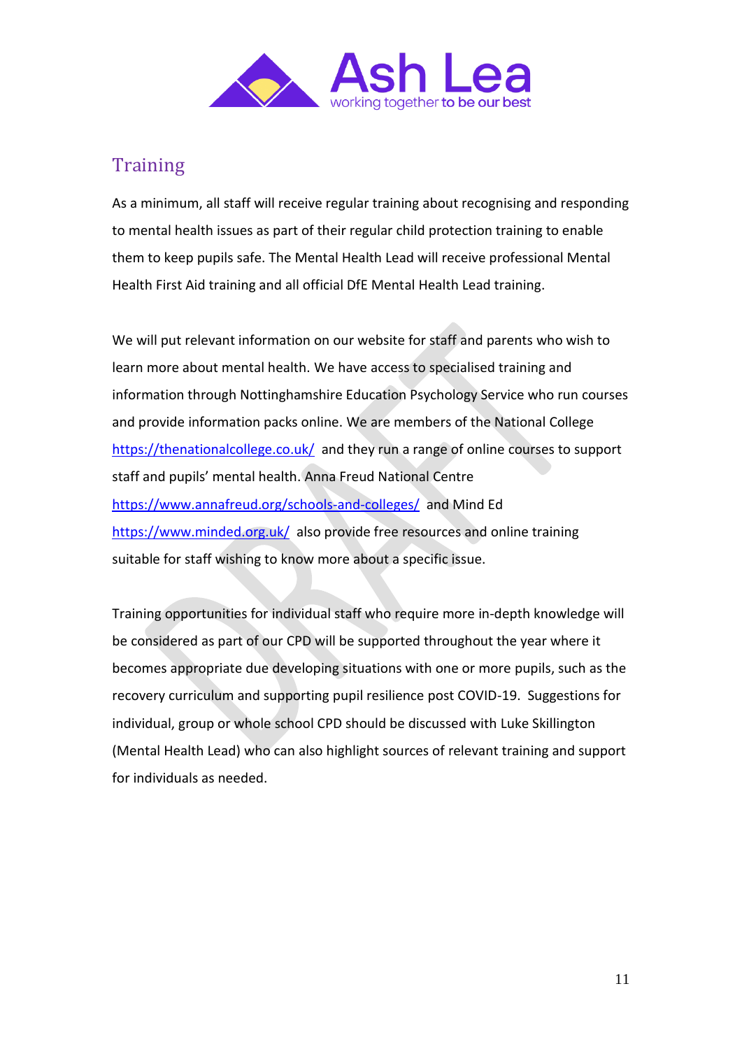## Training

As a minimum, all staff will receive regular training about recognising and responding to mental health issues as part of their regular child protection training to enable them to keep pupils safe. The Mental Health Lead will receive professional Mental Health First Aid training and all official DfE Mental Health Lead training.

We will put relevant information on our website for staff and parents who wish to learn more about mental health. We have access to specialised training and information through Nottinghamshire Education Psychology Service who run courses and provide information packs online. We are members of the National College https://thenationalcollege.co.uk/ and they run a range of online courses to support staff and pupils' mental health. Anna Freud National Centre https://www.annafreud.org/schools-and-colleges/ and Mind Ed https://www.minded.org.uk/ also provide free resources and online training suitable for staff wishing to know more about a specific issue.

Training opportunities for individual staff who require more in-depth knowledge will be considered as part of our CPD will be supported throughout the year where it becomes appropriate due developing situations with one or more pupils, such as the recovery curriculum and supporting pupil resilience post COVID-19. Suggestions for individual, group or whole school CPD should be discussed with Luke Skillington (Mental Health Lead) who can also highlight sources of relevant training and support for individuals as needed.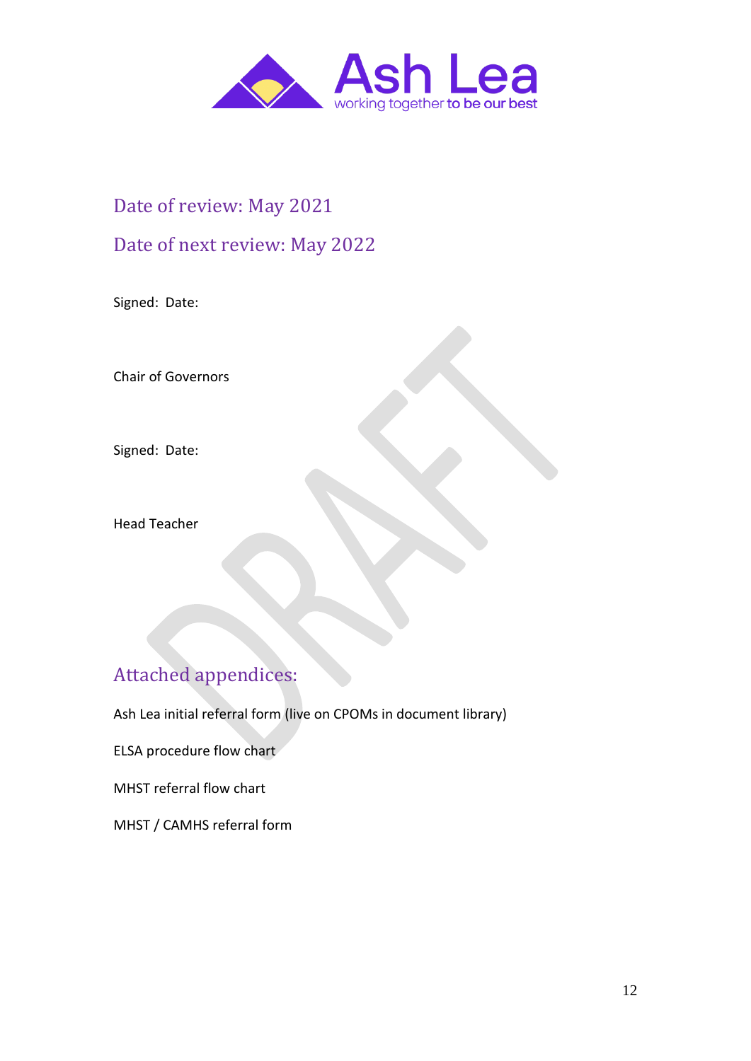## Date of review: May 2021

## Date of next review: May 2022

Signed: Date:

Chair of Governors

Signed: Date:

Head Teacher

## Attached appendices:

Ash Lea initial referral form (live on CPOMs in document library)

ELSA procedure flow chart

MHST referral flow chart

MHST / CAMHS referral form